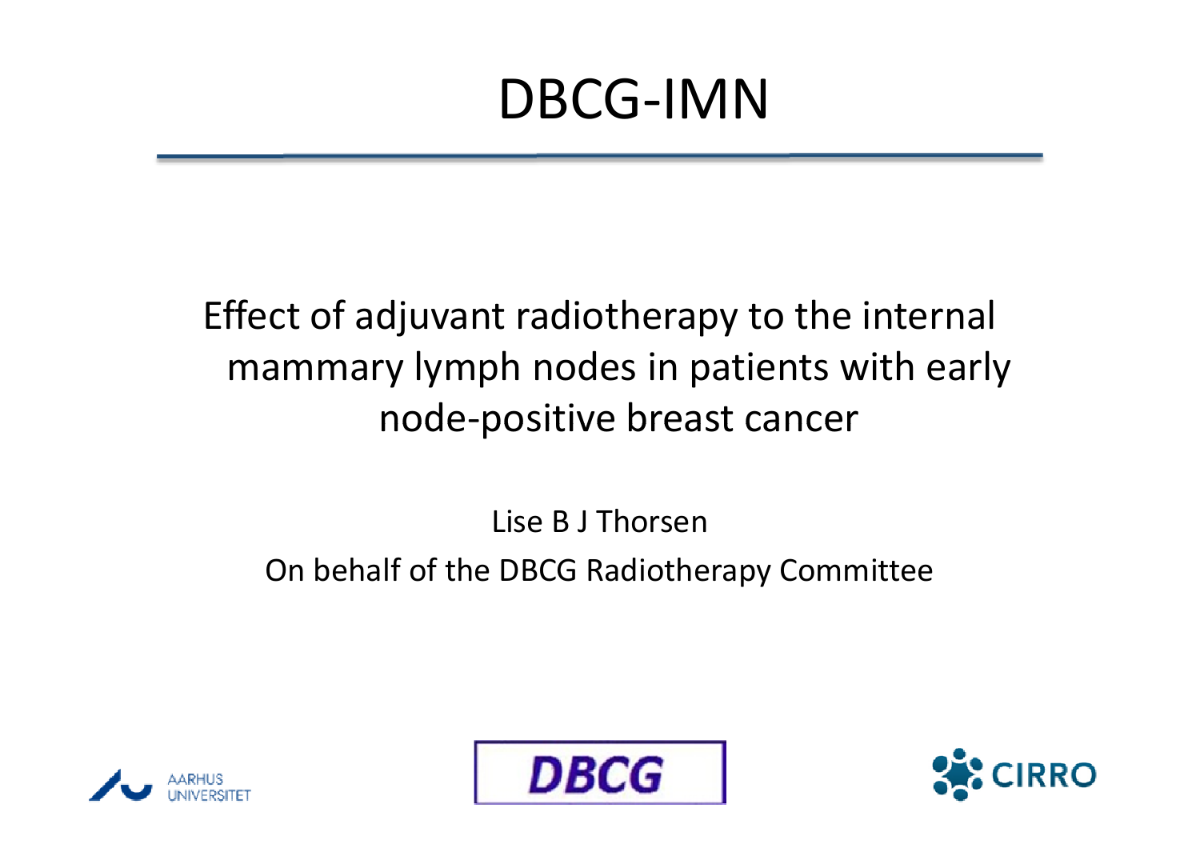# DBCG-IMN

Effect of adjuvant radiotherapy to the internal mammary lymph nodes in patients with early node-positive breast cancer

Lise B J Thorsen

On behalf of the DBCG Radiotherapy Committee

AARHUS UNIVERSITET

DBCG

CIRRO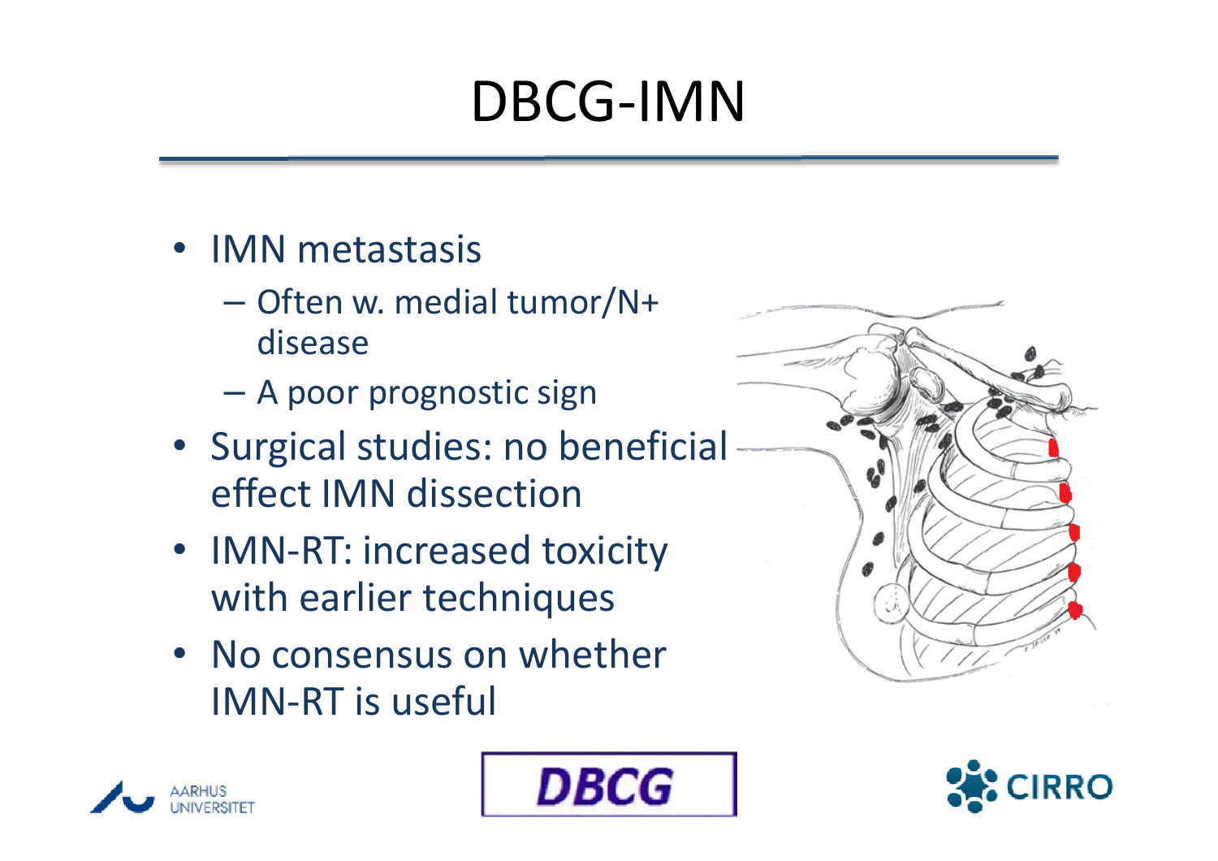# DBCG-IMN

- IMN metastasis
  - Often w. medial tumor/N+ disease
  - A poor prognostic sign
- Surgical studies: no beneficial effect IMN dissection
- IMN-RT: increased toxicity with earlier techniques
- No consensus on whether IMN-RT is useful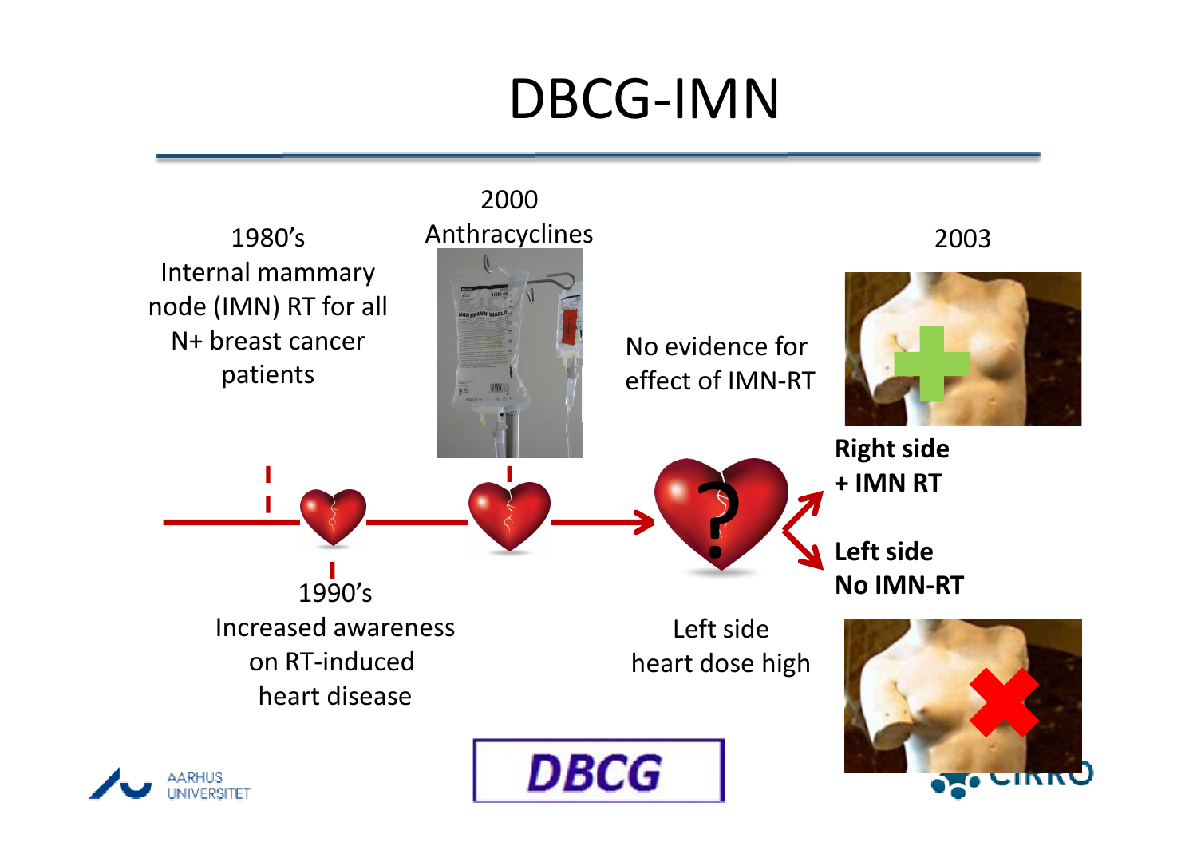# DBCG-IMN

1980's
Internal mammary node (IMN) RT for all N+ breast cancer patients

1990's
Increased awareness on RT-induced heart disease

2000
Anthracyclines

No evidence for effect of IMN-RT

Left side heart dose high

2003

**Right side + IMN RT**

**Left side No IMN-RT**

DBCG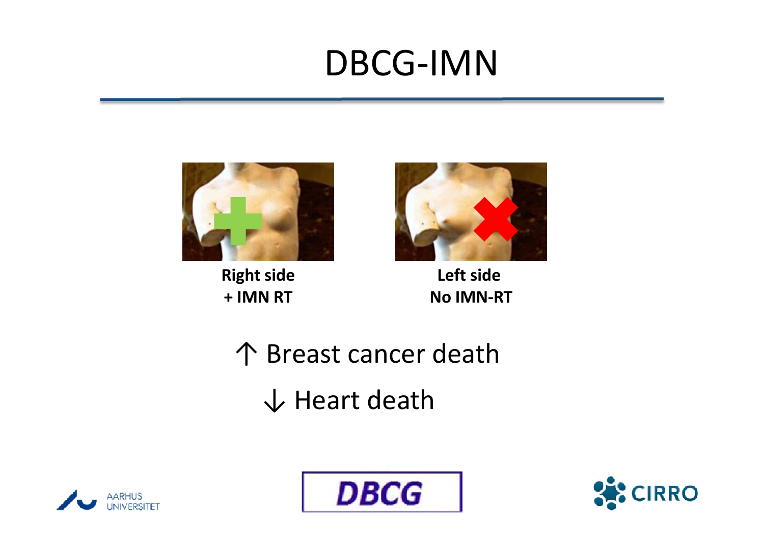# DBCG-IMN

**Right side**
**+ IMN RT**

**Left side**
**No IMN-RT**

↑ Breast cancer death

↓ Heart death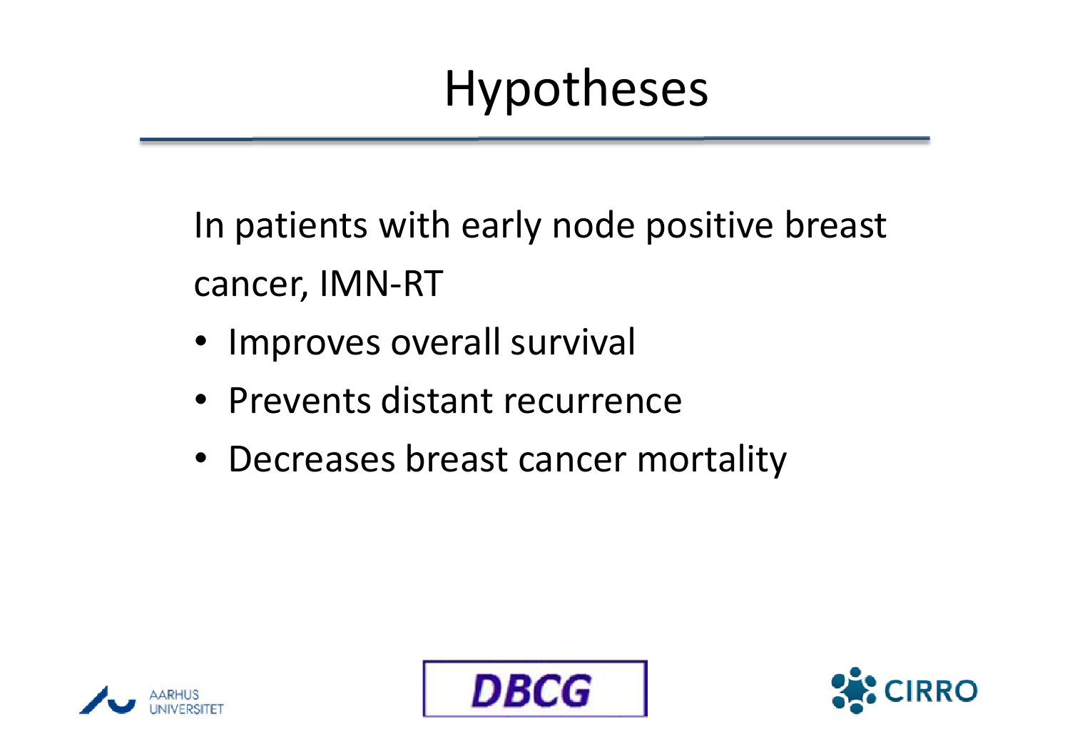# Hypotheses

In patients with early node positive breast cancer, IMN-RT

- Improves overall survival
- Prevents distant recurrence
- Decreases breast cancer mortality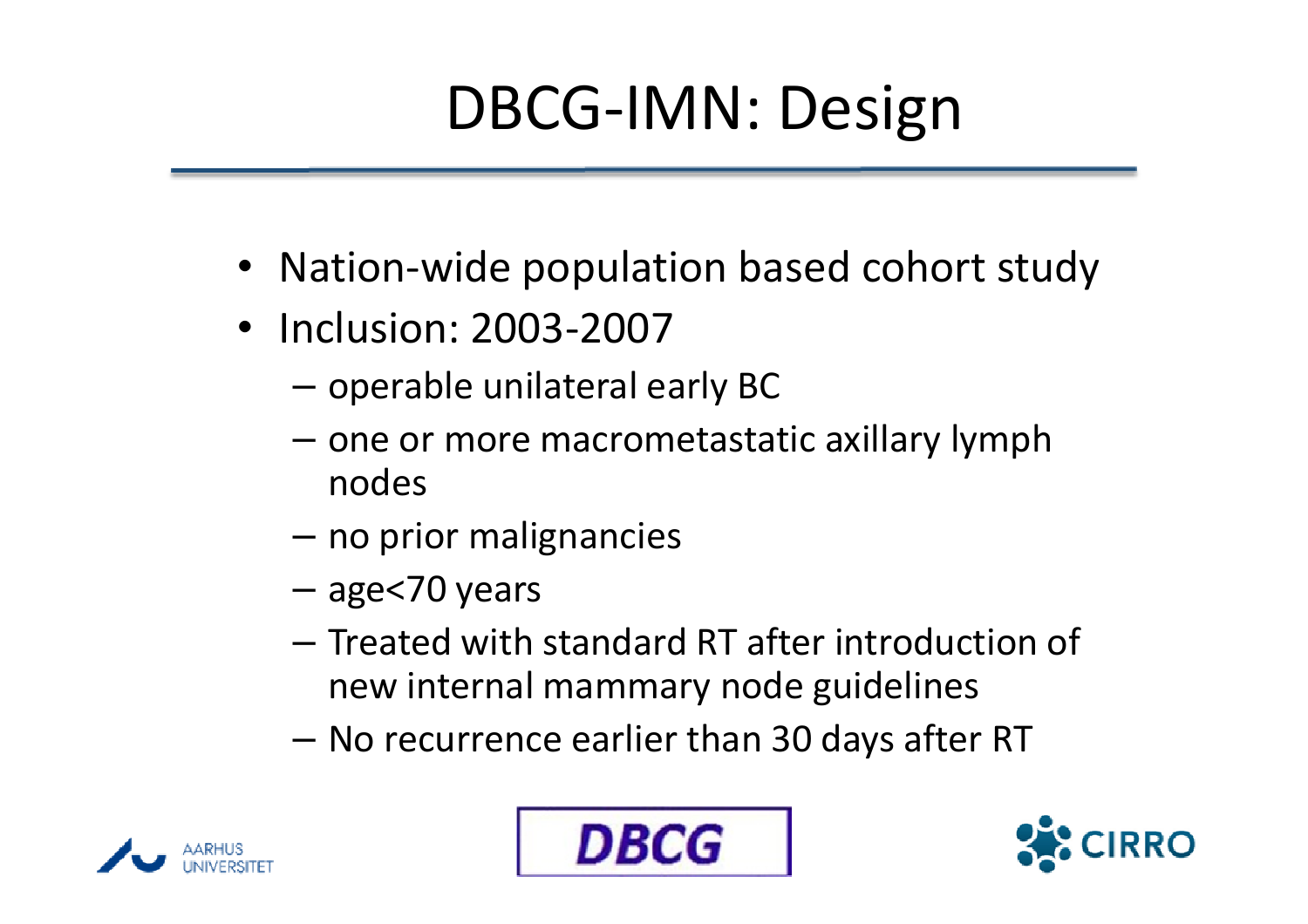# DBCG-IMN: Design

- Nation-wide population based cohort study
- Inclusion: 2003-2007
  - operable unilateral early BC
  - one or more macrometastatic axillary lymph nodes
  - no prior malignancies
  - age<70 years
  - Treated with standard RT after introduction of new internal mammary node guidelines
  - No recurrence earlier than 30 days after RT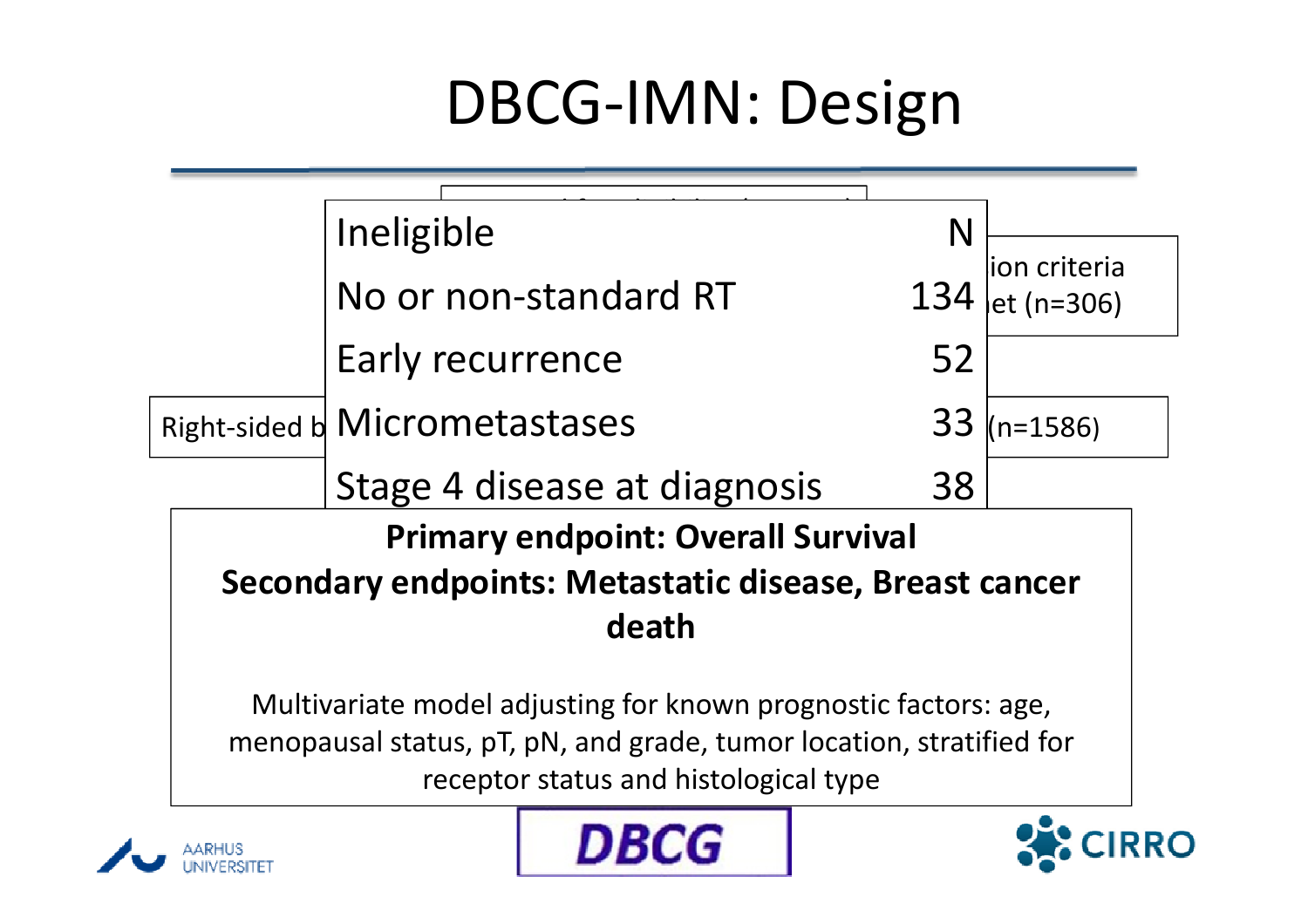# DBCG-IMN: Design

| Ineligible | N |
|---|---|
| No or non-standard RT | 134 |
| Early recurrence | 52 |
| Micrometastases | 33 |
| Stage 4 disease at diagnosis | 38 |

ion criteria
et (n=306)

Right-sided b

(n=1586)

**Primary endpoint: Overall Survival**

**Secondary endpoints: Metastatic disease, Breast cancer death**

Multivariate model adjusting for known prognostic factors: age, menopausal status, pT, pN, and grade, tumor location, stratified for receptor status and histological type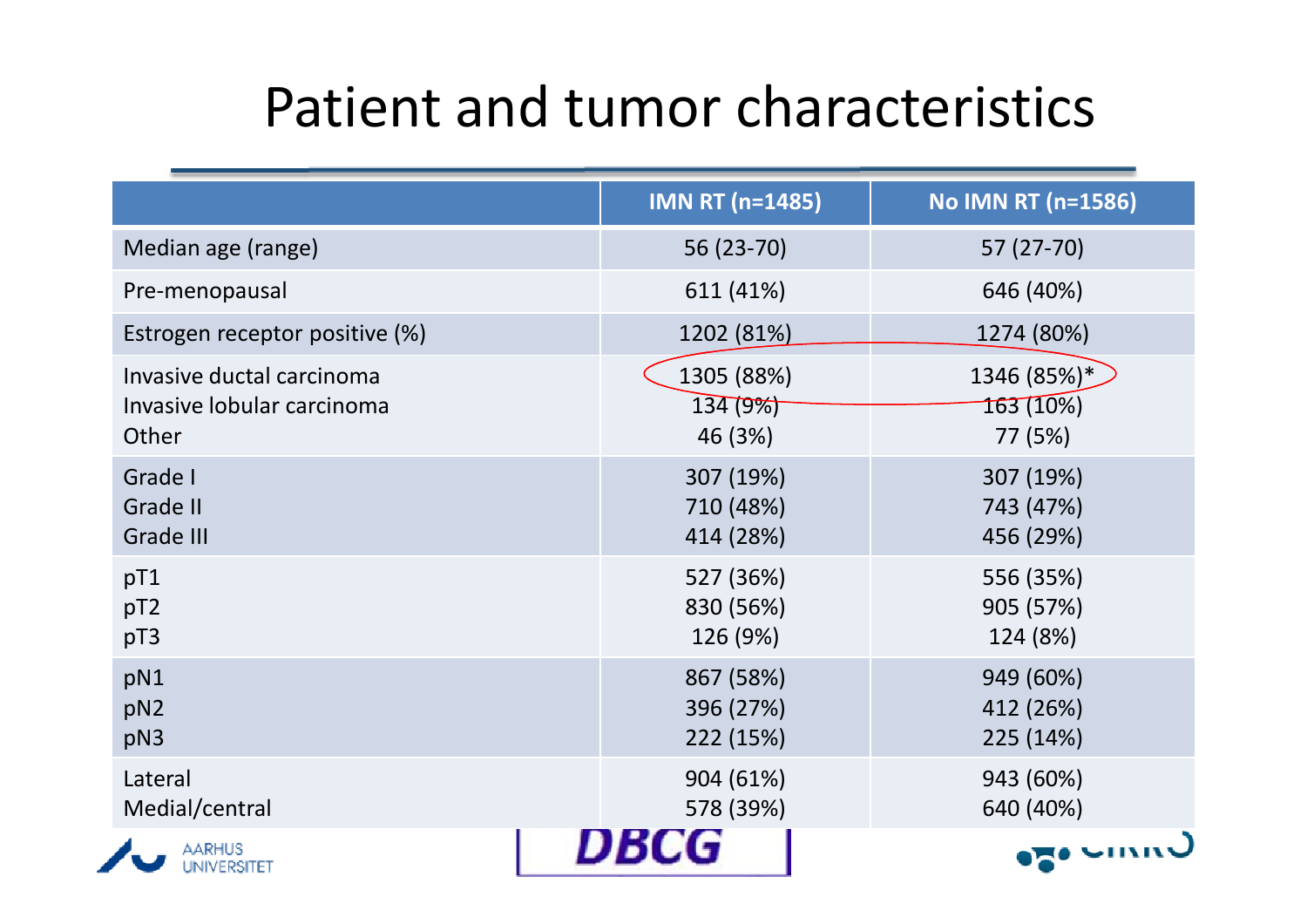# Patient and tumor characteristics

| | IMN RT (n=1485) | No IMN RT (n=1586) |
|---|---|---|
| Median age (range) | 56 (23-70) | 57 (27-70) |
| Pre-menopausal | 611 (41%) | 646 (40%) |
| Estrogen receptor positive (%) | 1202 (81%) | 1274 (80%) |
| Invasive ductal carcinoma | 1305 (88%) | 1346 (85%)* |
| Invasive lobular carcinoma | 134 (9%) | 163 (10%) |
| Other | 46 (3%) | 77 (5%) |
| Grade I | 307 (19%) | 307 (19%) |
| Grade II | 710 (48%) | 743 (47%) |
| Grade III | 414 (28%) | 456 (29%) |
| pT1 | 527 (36%) | 556 (35%) |
| pT2 | 830 (56%) | 905 (57%) |
| pT3 | 126 (9%) | 124 (8%) |
| pN1 | 867 (58%) | 949 (60%) |
| pN2 | 396 (27%) | 412 (26%) |
| pN3 | 222 (15%) | 225 (14%) |
| Lateral | 904 (61%) | 943 (60%) |
| Medial/central | 578 (39%) | 640 (40%) |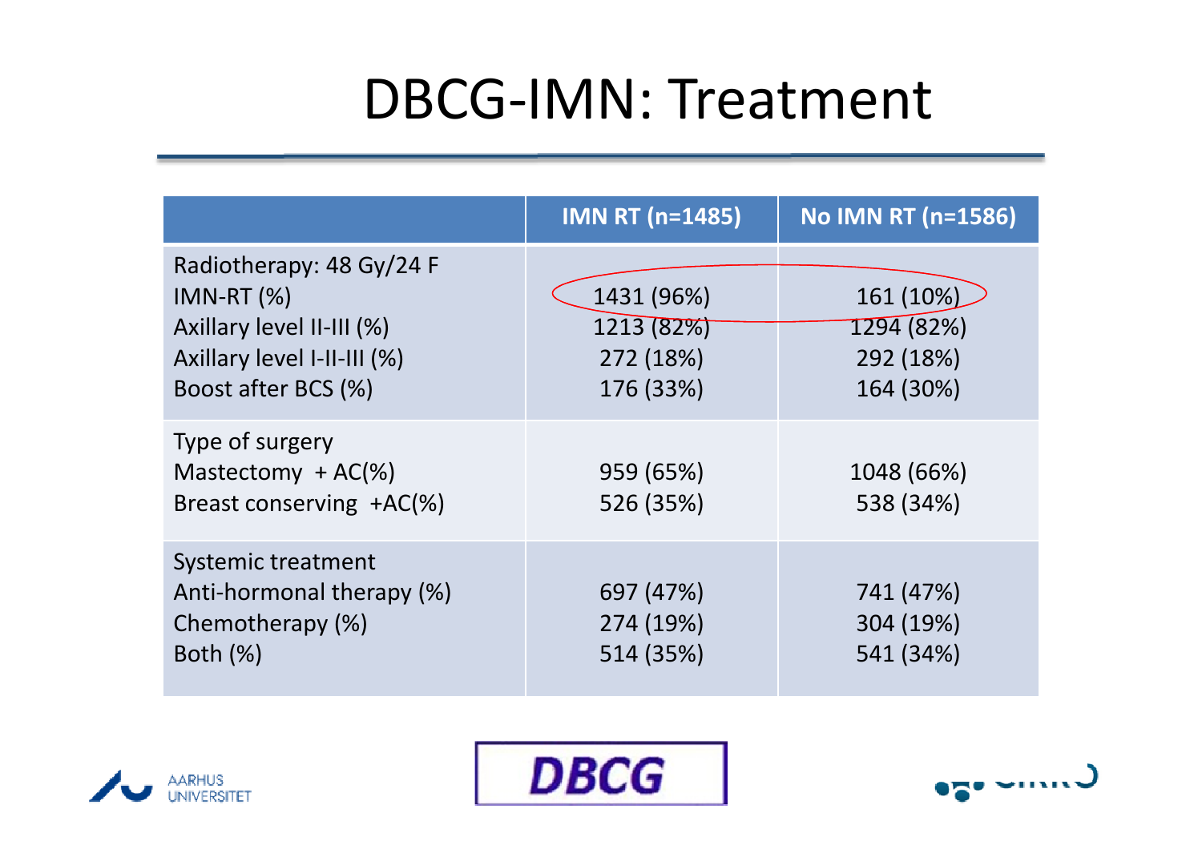# DBCG-IMN: Treatment

| | IMN RT (n=1485) | No IMN RT (n=1586) |
|---|---|---|
| Radiotherapy: 48 Gy/24 F | | |
| IMN-RT (%) | 1431 (96%) | 161 (10%) |
| Axillary level II-III (%) | 1213 (82%) | 1294 (82%) |
| Axillary level I-II-III (%) | 272 (18%) | 292 (18%) |
| Boost after BCS (%) | 176 (33%) | 164 (30%) |
| Type of surgery | | |
| Mastectomy + AC(%) | 959 (65%) | 1048 (66%) |
| Breast conserving +AC(%) | 526 (35%) | 538 (34%) |
| Systemic treatment | | |
| Anti-hormonal therapy (%) | 697 (47%) | 741 (47%) |
| Chemotherapy (%) | 274 (19%) | 304 (19%) |
| Both (%) | 514 (35%) | 541 (34%) |

AARHUS UNIVERSITET

DBCG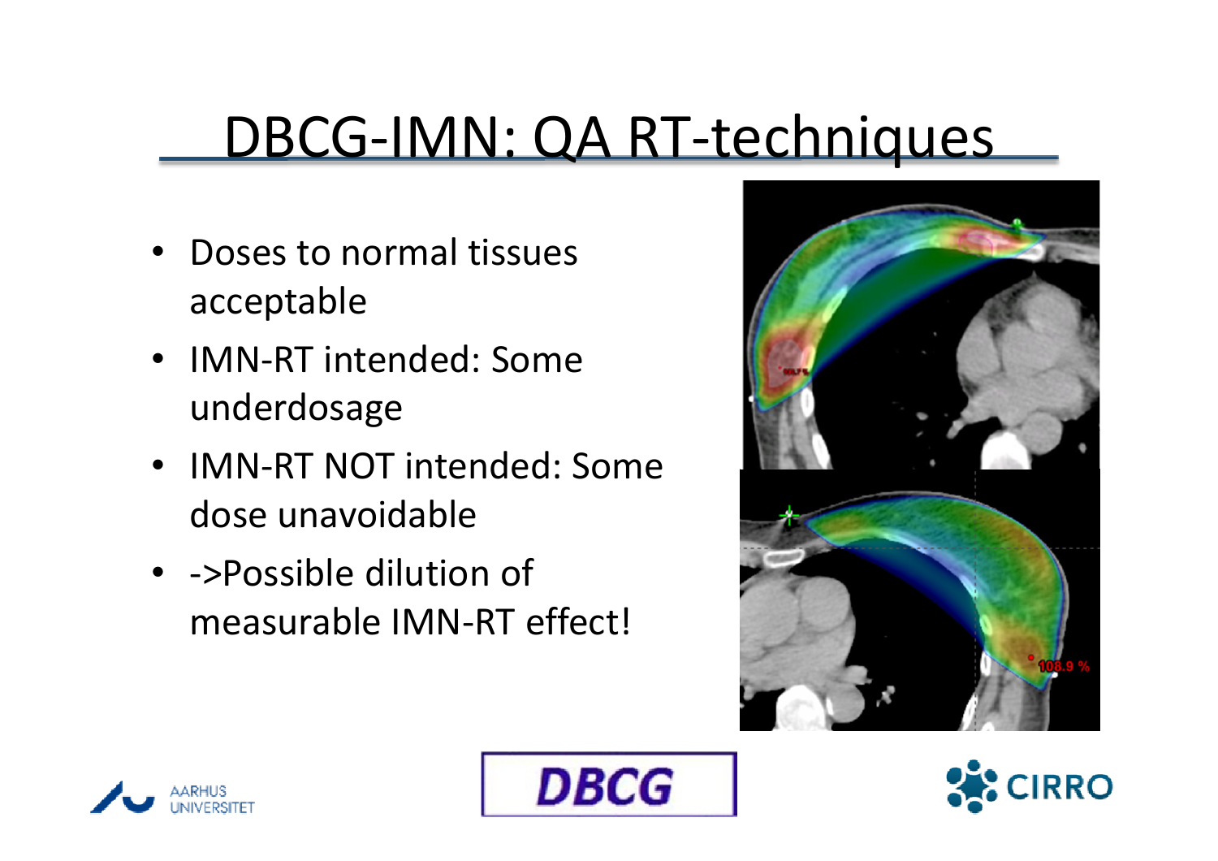# DBCG-IMN: QA RT-techniques

- Doses to normal tissues acceptable
- IMN-RT intended: Some underdosage
- IMN-RT NOT intended: Some dose unavoidable
- ->Possible dilution of measurable IMN-RT effect!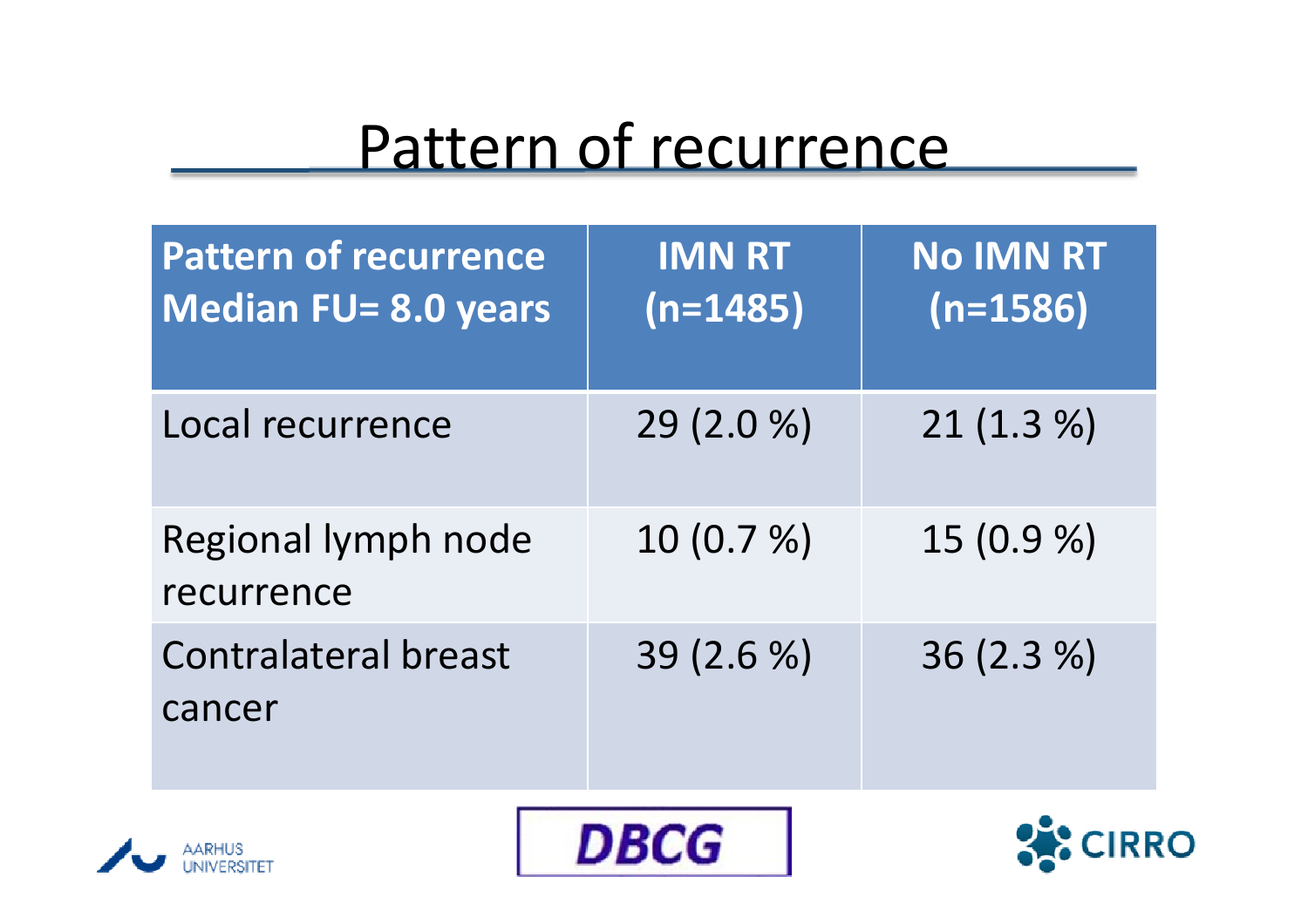# Pattern of recurrence

| Pattern of recurrence Median FU= 8.0 years | IMN RT (n=1485) | No IMN RT (n=1586) |
|---|---|---|
| Local recurrence | 29 (2.0 %) | 21 (1.3 %) |
| Regional lymph node recurrence | 10 (0.7 %) | 15 (0.9 %) |
| Contralateral breast cancer | 39 (2.6 %) | 36 (2.3 %) |

AARHUS UNIVERSITET

DBCG

CIRRO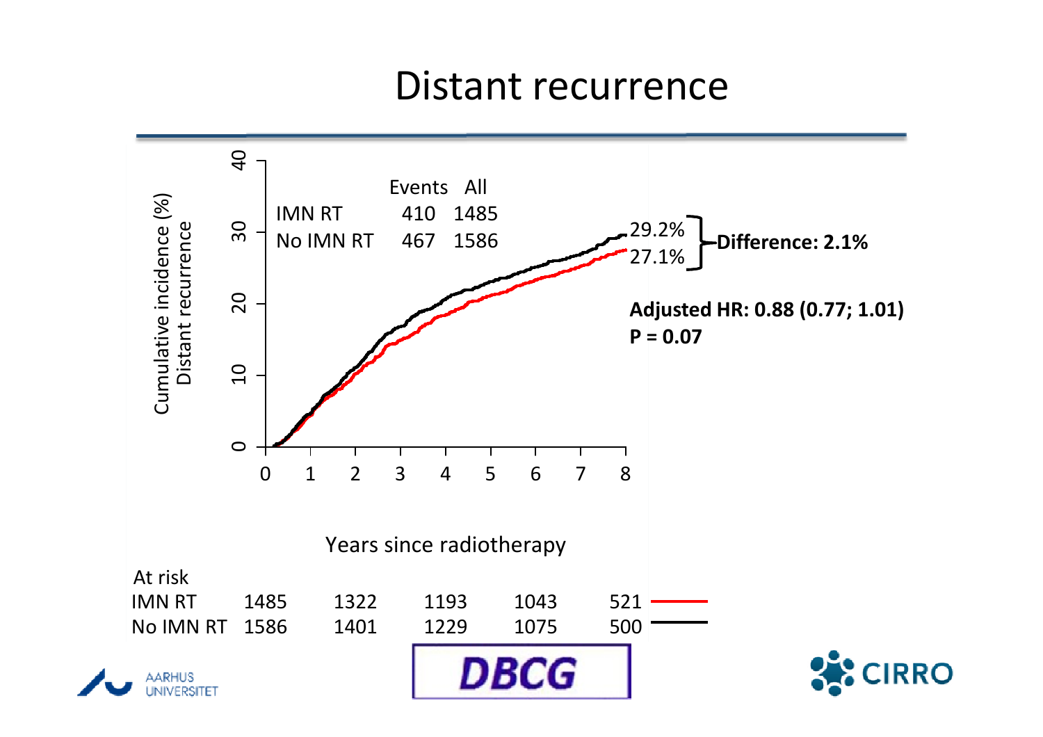# Distant recurrence

| | Events | All |
|---|---|---|
| IMN RT | 410 | 1485 |
| No IMN RT | 467 | 1586 |

Cumulative incidence (%) Distant recurrence

29.2%
27.1%

**Difference: 2.1%**

**Adjusted HR: 0.88 (0.77; 1.01)**
**P = 0.07**

Years since radiotherapy

| At risk | 0 | 2 | 4 | 6 | 8 |
|---|---|---|---|---|---|
| IMN RT | 1485 | 1322 | 1193 | 1043 | 521 |
| No IMN RT | 1586 | 1401 | 1229 | 1075 | 500 |

AARHUS UNIVERSITET

DBCG

CIRRO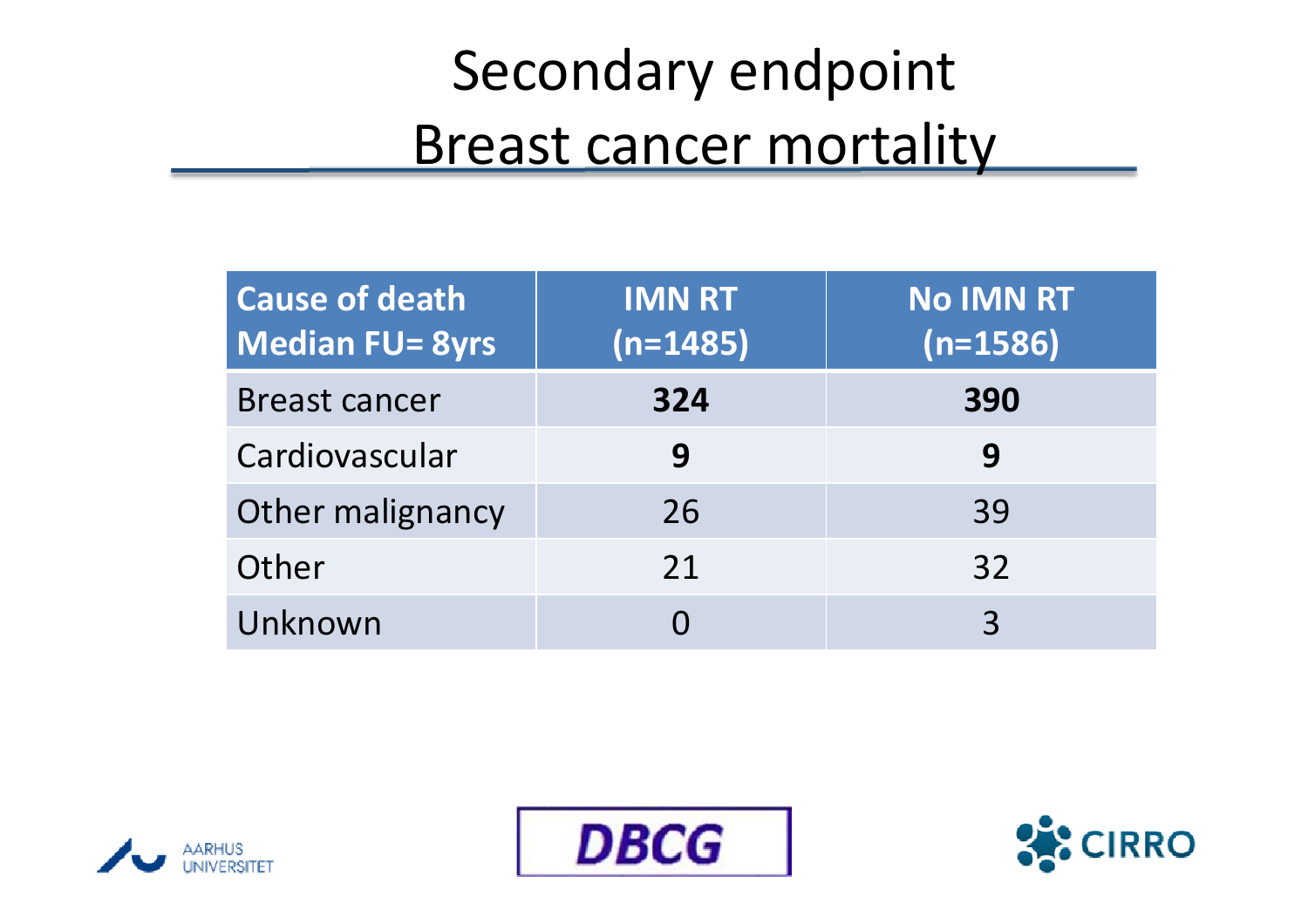# Secondary endpoint
## Breast cancer mortality

| Cause of death Median FU= 8yrs | IMN RT (n=1485) | No IMN RT (n=1586) |
|---|---|---|
| Breast cancer | **324** | **390** |
| Cardiovascular | **9** | **9** |
| Other malignancy | 26 | 39 |
| Other | 21 | 32 |
| Unknown | 0 | 3 |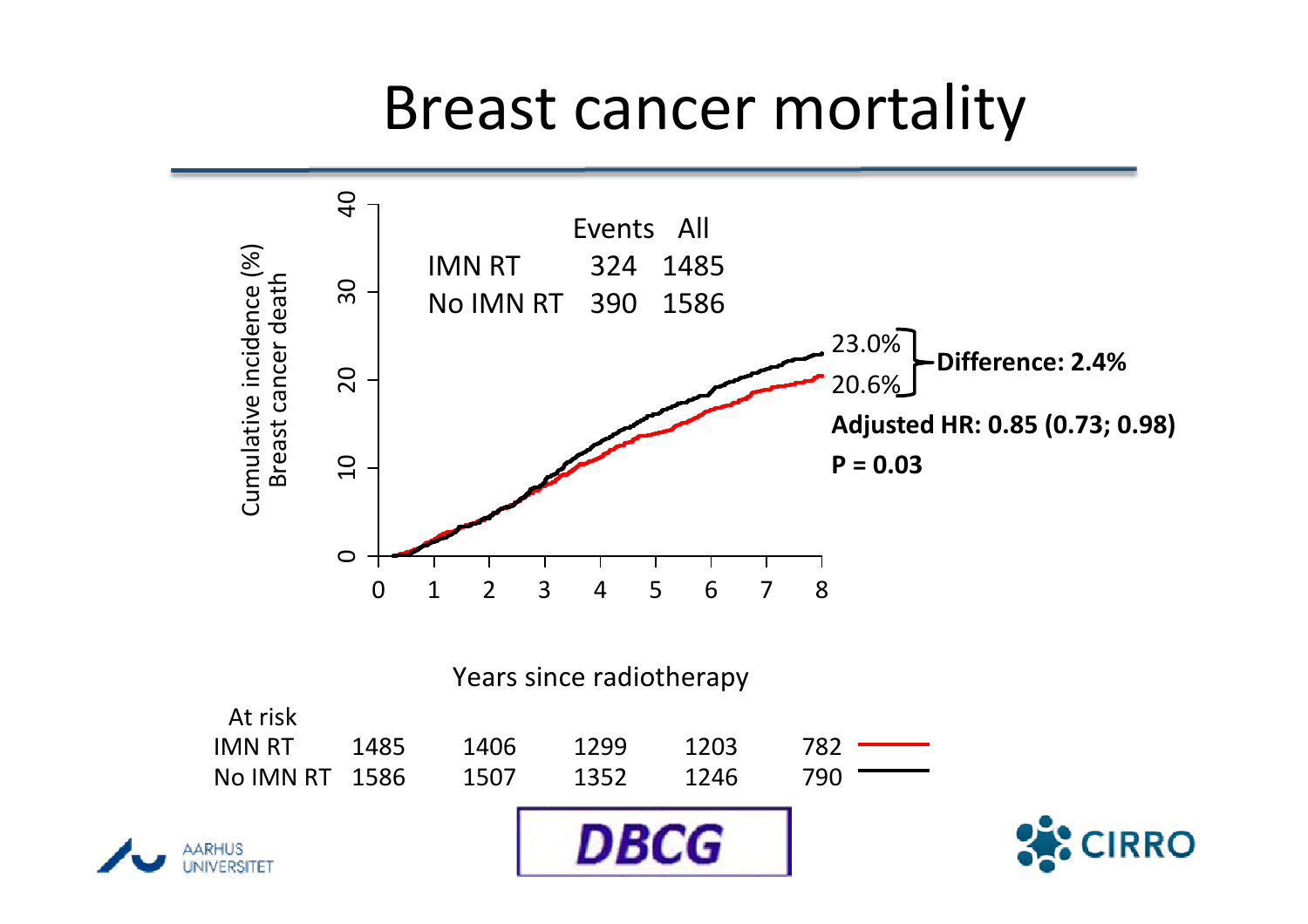# Breast cancer mortality

| | Events | All |
|---|---|---|
| IMN RT | 324 | 1485 |
| No IMN RT | 390 | 1586 |

Cumulative incidence (%) Breast cancer death

23.0%
20.6%
**Difference: 2.4%**

**Adjusted HR: 0.85 (0.73; 0.98)**

**P = 0.03**

Years since radiotherapy

| At risk | | | | | |
|---|---|---|---|---|---|
| IMN RT | 1485 | 1406 | 1299 | 1203 | 782 |
| No IMN RT | 1586 | 1507 | 1352 | 1246 | 790 |

AARHUS UNIVERSITET

DBCG

CIRRO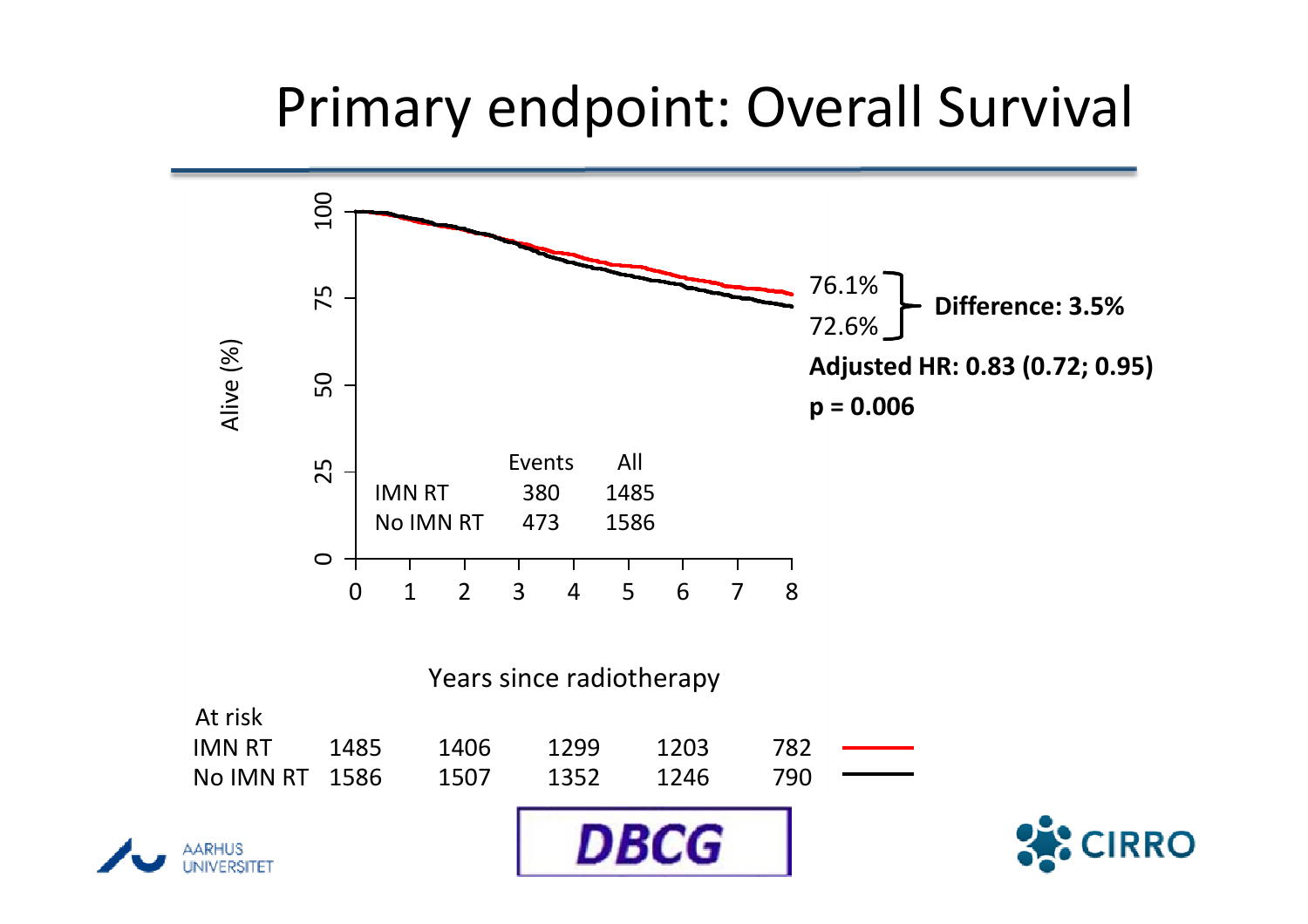# Primary endpoint: Overall Survival

| | Events | All |
|---|---|---|
| IMN RT | 380 | 1485 |
| No IMN RT | 473 | 1586 |

76.1%

72.6%

**Difference: 3.5%**

**Adjusted HR: 0.83 (0.72; 0.95)**

**p = 0.006**

Alive (%)

Years since radiotherapy

| At risk | 0 | 2 | 4 | 6 | 8 |
|---|---|---|---|---|---|
| IMN RT | 1485 | 1406 | 1299 | 1203 | 782 |
| No IMN RT | 1586 | 1507 | 1352 | 1246 | 790 |

AARHUS UNIVERSITET

DBCG

CIRRO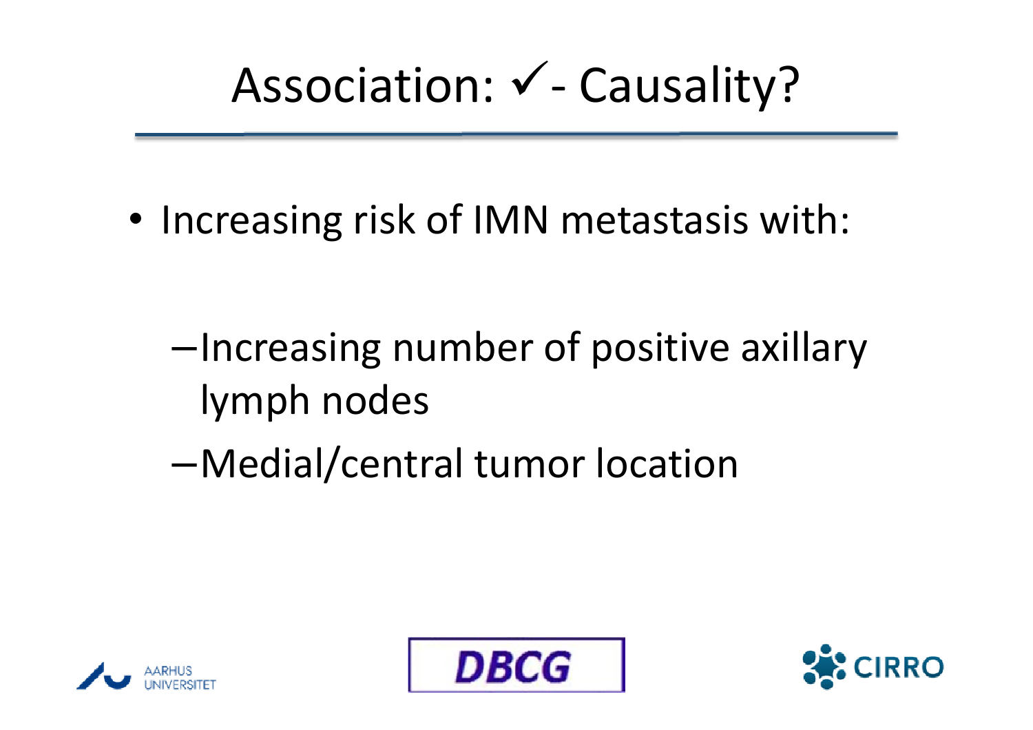# Association: ✓ - Causality?

- Increasing risk of IMN metastasis with:
  - Increasing number of positive axillary lymph nodes
  - Medial/central tumor location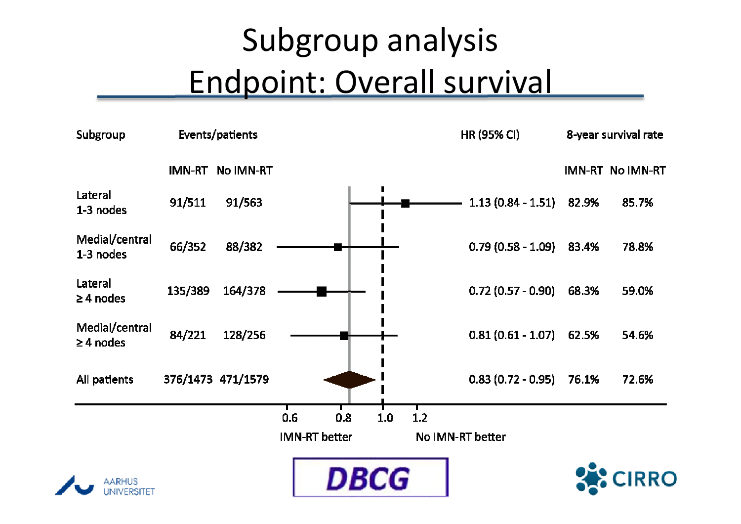# Subgroup analysis

## Endpoint: Overall survival

| Subgroup | Events/patients IMN-RT | Events/patients No IMN-RT | HR (95% CI) | 8-year survival rate IMN-RT | 8-year survival rate No IMN-RT |
|---|---|---|---|---|---|
| Lateral 1-3 nodes | 91/511 | 91/563 | 1.13 (0.84 - 1.51) | 82.9% | 85.7% |
| Medial/central 1-3 nodes | 66/352 | 88/382 | 0.79 (0.58 - 1.09) | 83.4% | 78.8% |
| Lateral ≥ 4 nodes | 135/389 | 164/378 | 0.72 (0.57 - 0.90) | 68.3% | 59.0% |
| Medial/central ≥ 4 nodes | 84/221 | 128/256 | 0.81 (0.61 - 1.07) | 62.5% | 54.6% |
| All patients | 376/1473 | 471/1579 | 0.83 (0.72 - 0.95) | 76.1% | 72.6% |

0.6 0.8 1.0 1.2

IMN-RT better | No IMN-RT better

AARHUS UNIVERSITET | DBCG | CIRRO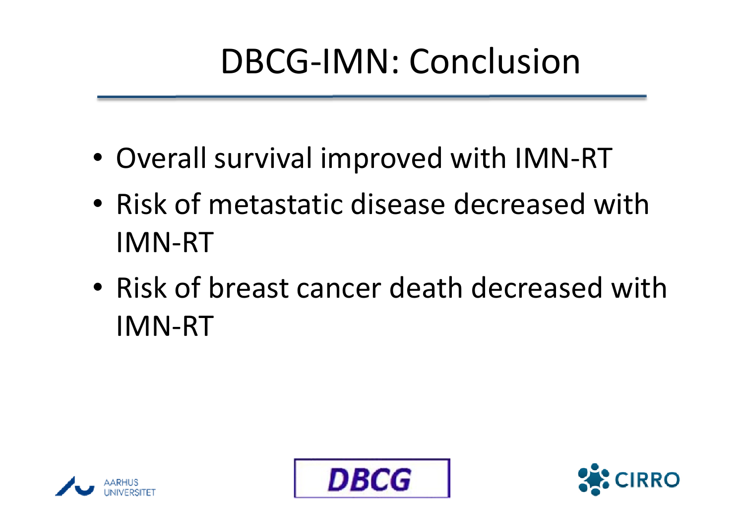# DBCG-IMN: Conclusion

- Overall survival improved with IMN-RT
- Risk of metastatic disease decreased with IMN-RT
- Risk of breast cancer death decreased with IMN-RT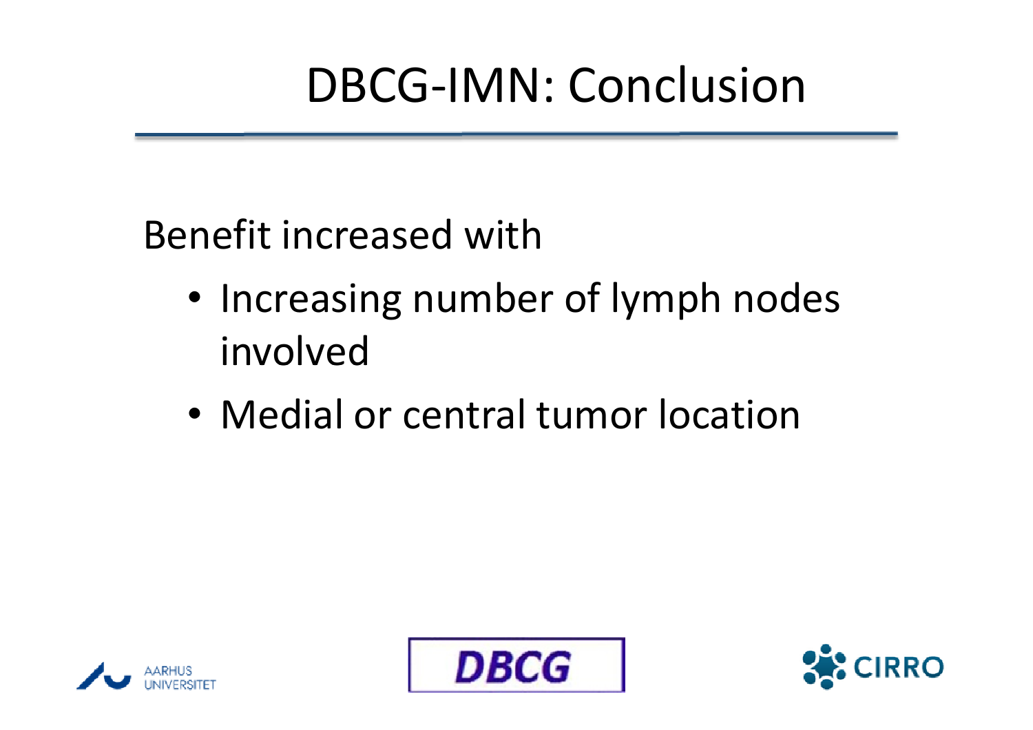# DBCG-IMN: Conclusion

Benefit increased with

- Increasing number of lymph nodes involved
- Medial or central tumor location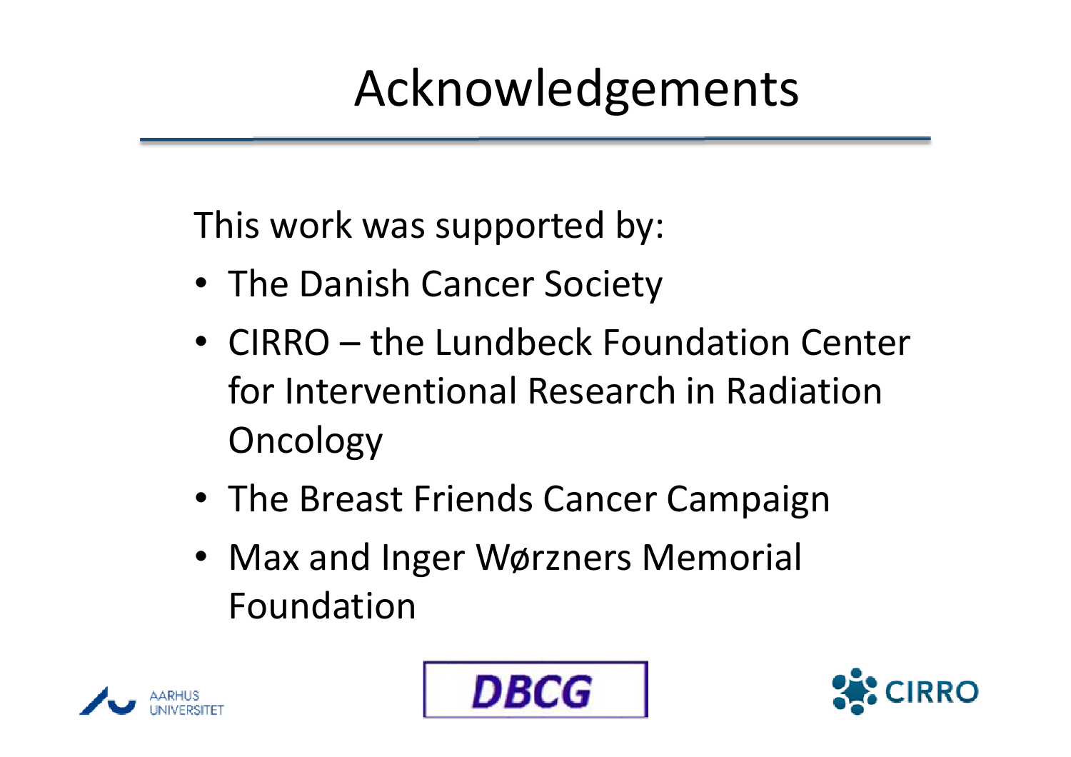# Acknowledgements

This work was supported by:

- The Danish Cancer Society
- CIRRO – the Lundbeck Foundation Center for Interventional Research in Radiation Oncology
- The Breast Friends Cancer Campaign
- Max and Inger Wørzners Memorial Foundation

AARHUS UNIVERSITET

DBCG

CIRRO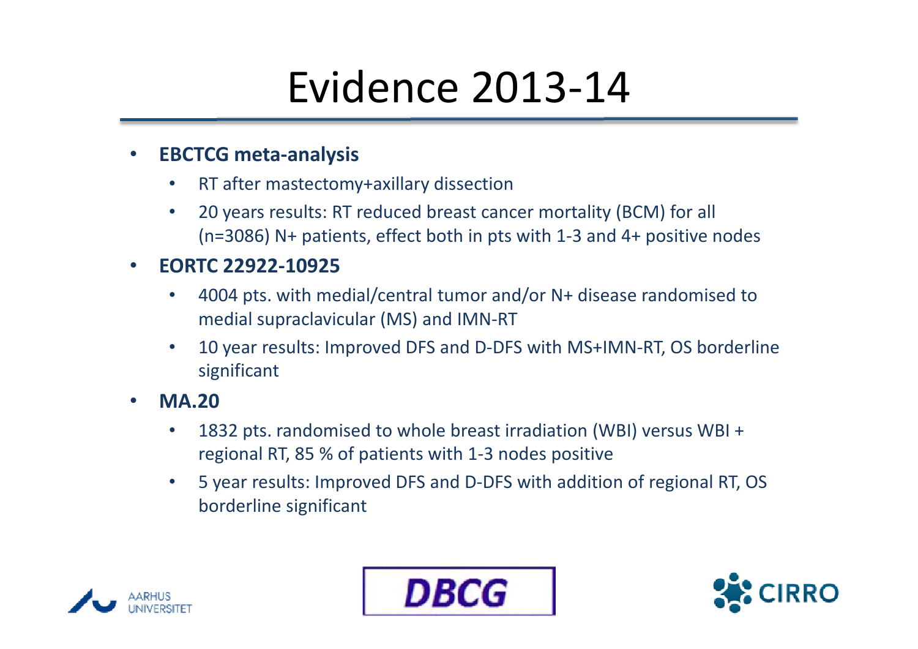# Evidence 2013-14

- **EBCTCG meta-analysis**
  - RT after mastectomy+axillary dissection
  - 20 years results: RT reduced breast cancer mortality (BCM) for all (n=3086) N+ patients, effect both in pts with 1-3 and 4+ positive nodes
- **EORTC 22922-10925**
  - 4004 pts. with medial/central tumor and/or N+ disease randomised to medial supraclavicular (MS) and IMN-RT
  - 10 year results: Improved DFS and D-DFS with MS+IMN-RT, OS borderline significant
- **MA.20**
  - 1832 pts. randomised to whole breast irradiation (WBI) versus WBI + regional RT, 85 % of patients with 1-3 nodes positive
  - 5 year results: Improved DFS and D-DFS with addition of regional RT, OS borderline significant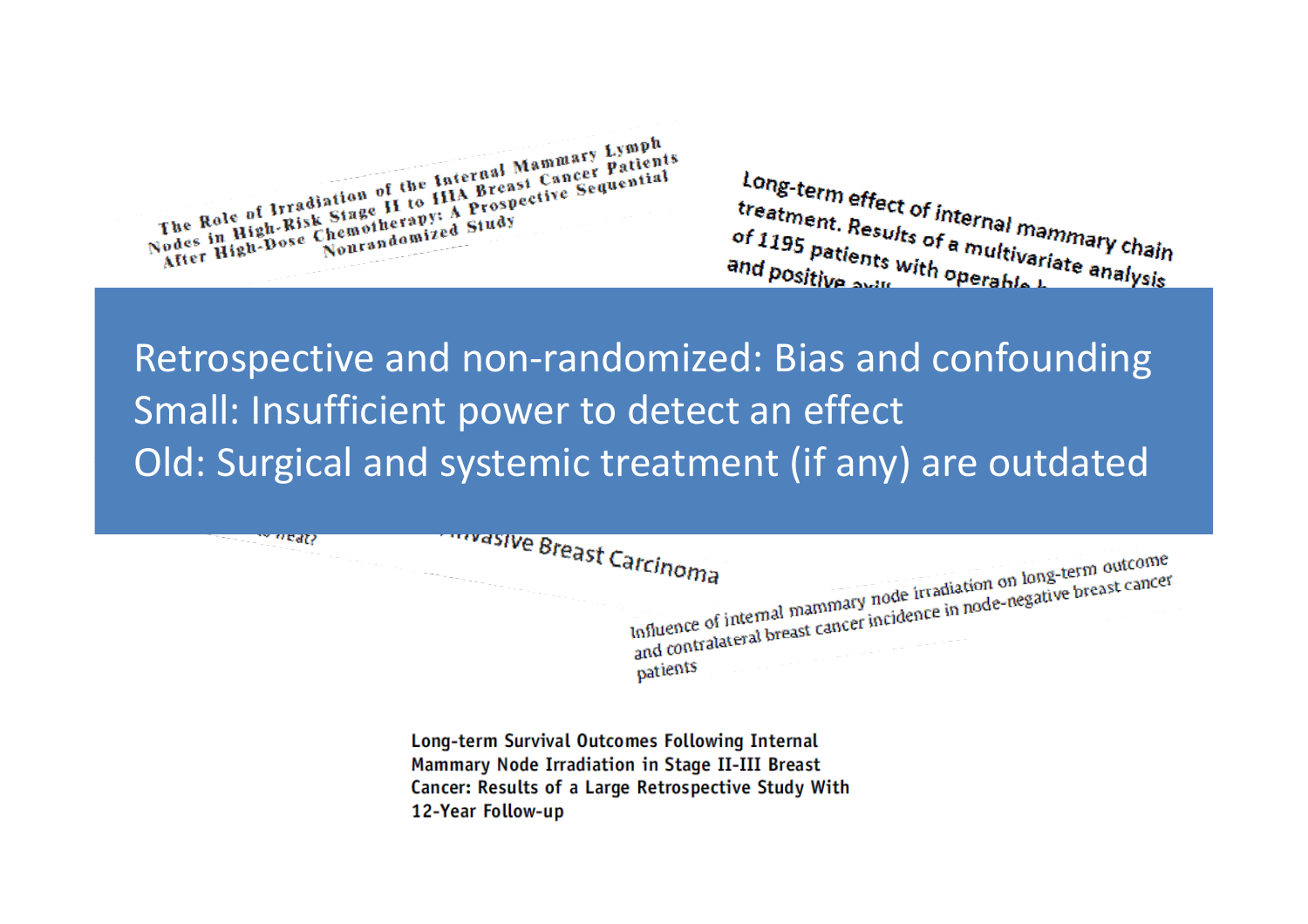The Role of Irradiation of the Internal Mammary Lymph Nodes in High-Risk Stage II to IIIA Breast Cancer Patients After High-Dose Chemotherapy: A Prospective Sequential Nonrandomized Study

Long-term effect of internal mammary chain treatment. Results of a multivariate analysis of 1195 patients with operable ... and positive axil...

Retrospective and non-randomized: Bias and confounding

Small: Insufficient power to detect an effect

Old: Surgical and systemic treatment (if any) are outdated

...nvasive Breast Carcinoma

Influence of internal mammary node irradiation on long-term outcome and contralateral breast cancer incidence in node-negative breast cancer patients

Long-term Survival Outcomes Following Internal Mammary Node Irradiation in Stage II-III Breast Cancer: Results of a Large Retrospective Study With 12-Year Follow-up